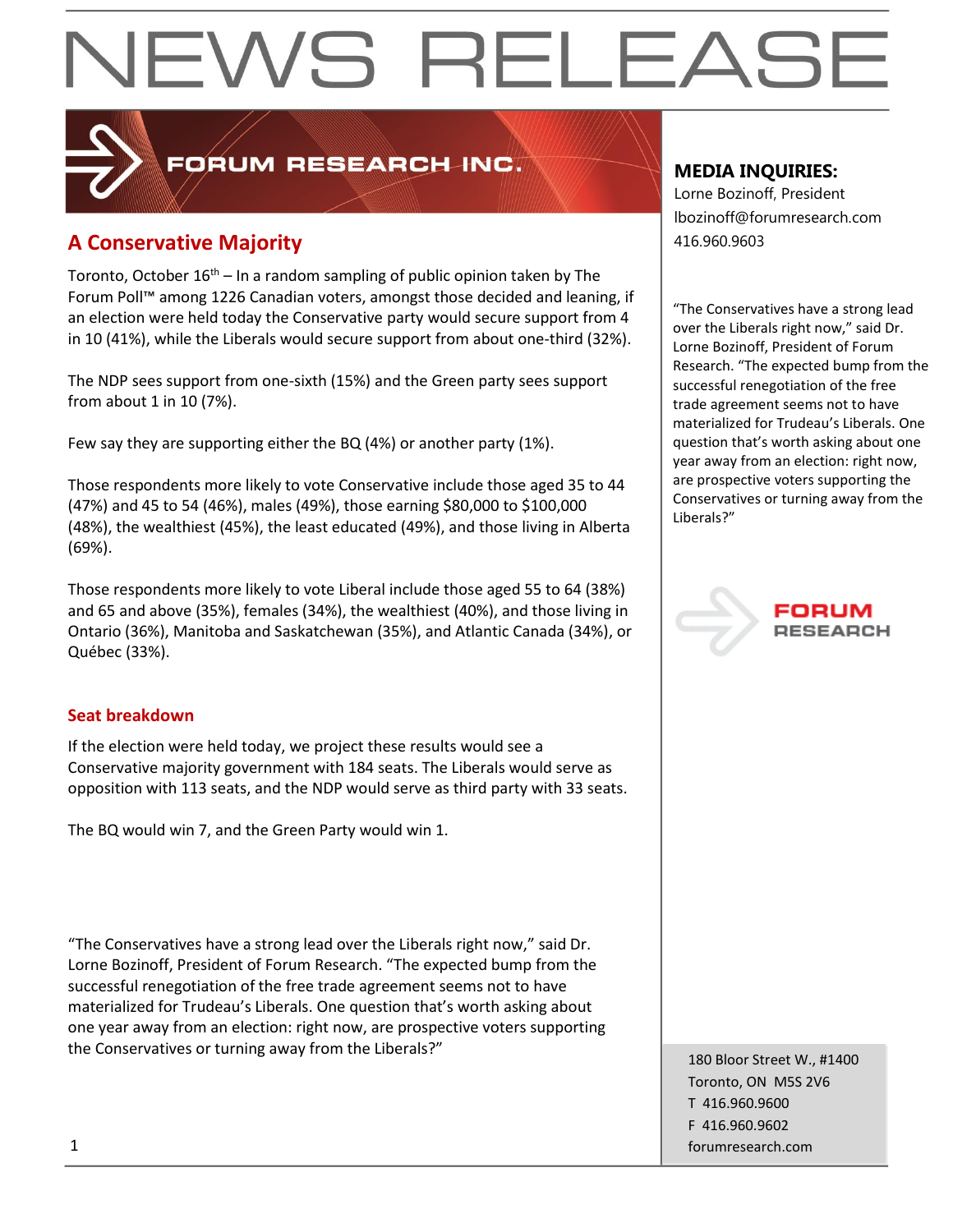# NEWS RELEASE

FORUM RESEARCH INC.

## A Conservative Majority

Toronto, October 16th – In a random sampling of public opinion taken by The Forum Poll™ among 1226 Canadian voters, amongst those decided and leaning, if an election were held today the Conservative party would secure support from 4 in 10 (41%), while the Liberals would secure support from about one-third (32%).

The NDP sees support from one-sixth (15%) and the Green party sees support from about 1 in 10 (7%).

Few say they are supporting either the BQ (4%) or another party (1%).

Those respondents more likely to vote Conservative include those aged 35 to 44 (47%) and 45 to 54 (46%), males (49%), those earning $80,000 to $100,000 (48%), the wealthiest (45%), the least educated (49%), and those living in Alberta (69%).

Those respondents more likely to vote Liberal include those aged 55 to 64 (38%) and 65 and above (35%), females (34%), the wealthiest (40%), and those living in Ontario (36%), Manitoba and Saskatchewan (35%), and Atlantic Canada (34%), or Québec (33%).

### Seat breakdown

If the election were held today, we project these results would see a Conservative majority government with 184 seats. The Liberals would serve as opposition with 113 seats, and the NDP would serve as third party with 33 seats.

The BQ would win 7, and the Green Party would win 1.

"The Conservatives have a strong lead over the Liberals right now," said Dr. Lorne Bozinoff, President of Forum Research. "The expected bump from the successful renegotiation of the free trade agreement seems not to have materialized for Trudeau's Liberals. One question that's worth asking about one year away from an election: right now, are prospective voters supporting the Conservatives or turning away from the Liberals?"

**MEDIA INQUIRIES:**
Lorne Bozinoff, President
lbozinoff@forumresearch.com
416.960.9603

"The Conservatives have a strong lead over the Liberals right now," said Dr. Lorne Bozinoff, President of Forum Research. "The expected bump from the successful renegotiation of the free trade agreement seems not to have materialized for Trudeau's Liberals. One question that's worth asking about one year away from an election: right now, are prospective voters supporting the Conservatives or turning away from the Liberals?"

FORUM RESEARCH

180 Bloor Street W., #1400
Toronto, ON M5S 2V6
T 416.960.9600
F 416.960.9602
forumresearch.com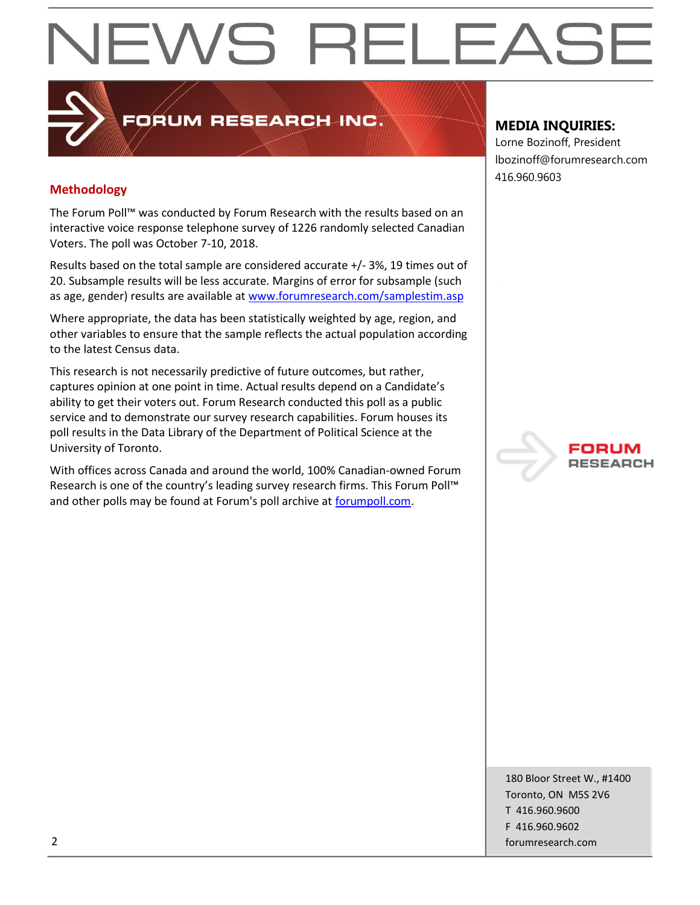## Methodology

The Forum Poll™ was conducted by Forum Research with the results based on an interactive voice response telephone survey of 1226 randomly selected Canadian Voters. The poll was October 7-10, 2018.

Results based on the total sample are considered accurate +/- 3%, 19 times out of 20. Subsample results will be less accurate. Margins of error for subsample (such as age, gender) results are available at www.forumresearch.com/samplestim.asp

Where appropriate, the data has been statistically weighted by age, region, and other variables to ensure that the sample reflects the actual population according to the latest Census data.

This research is not necessarily predictive of future outcomes, but rather, captures opinion at one point in time. Actual results depend on a Candidate's ability to get their voters out. Forum Research conducted this poll as a public service and to demonstrate our survey research capabilities. Forum houses its poll results in the Data Library of the Department of Political Science at the University of Toronto.

With offices across Canada and around the world, 100% Canadian-owned Forum Research is one of the country's leading survey research firms. This Forum Poll™ and other polls may be found at Forum's poll archive at forumpoll.com.

**MEDIA INQUIRIES:**
Lorne Bozinoff, President
lbozinoff@forumresearch.com
416.960.9603

180 Bloor Street W., #1400
Toronto, ON M5S 2V6
T 416.960.9600
F 416.960.9602
forumresearch.com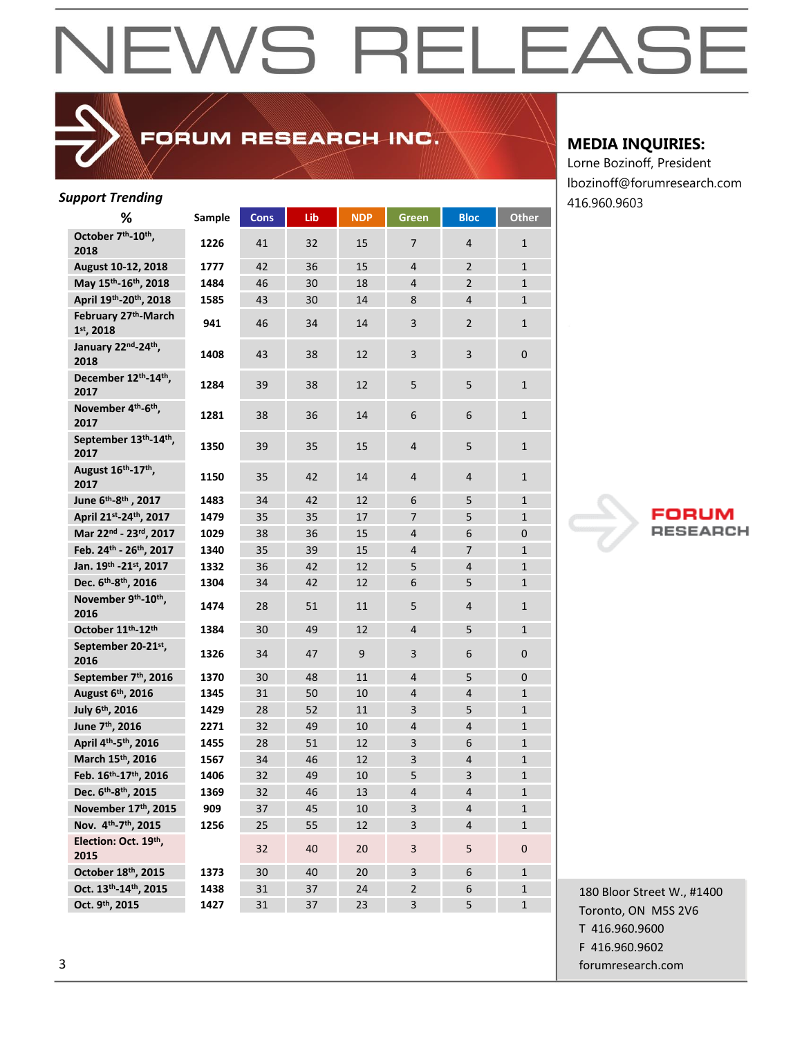# NEWS RELEASE

**FORUM RESEARCH INC.**

**MEDIA INQUIRIES:**
Lorne Bozinoff, President
lbozinoff@forumresearch.com
416.960.9603

***Support Trending***

| % | Sample | Cons | Lib | NDP | Green | Bloc | Other |
|---|---|---|---|---|---|---|---|
| **October 7th-10th, 2018** | 1226 | 41 | 32 | 15 | 7 | 4 | 1 |
| **August 10-12, 2018** | 1777 | 42 | 36 | 15 | 4 | 2 | 1 |
| **May 15th-16th, 2018** | 1484 | 46 | 30 | 18 | 4 | 2 | 1 |
| **April 19th-20th, 2018** | 1585 | 43 | 30 | 14 | 8 | 4 | 1 |
| **February 27th-March 1st, 2018** | 941 | 46 | 34 | 14 | 3 | 2 | 1 |
| **January 22nd-24th, 2018** | 1408 | 43 | 38 | 12 | 3 | 3 | 0 |
| **December 12th-14th, 2017** | 1284 | 39 | 38 | 12 | 5 | 5 | 1 |
| **November 4th-6th, 2017** | 1281 | 38 | 36 | 14 | 6 | 6 | 1 |
| **September 13th-14th, 2017** | 1350 | 39 | 35 | 15 | 4 | 5 | 1 |
| **August 16th-17th, 2017** | 1150 | 35 | 42 | 14 | 4 | 4 | 1 |
| **June 6th-8th, 2017** | 1483 | 34 | 42 | 12 | 6 | 5 | 1 |
| **April 21st-24th, 2017** | 1479 | 35 | 35 | 17 | 7 | 5 | 1 |
| **Mar 22nd - 23rd, 2017** | 1029 | 38 | 36 | 15 | 4 | 6 | 0 |
| **Feb. 24th - 26th, 2017** | 1340 | 35 | 39 | 15 | 4 | 7 | 1 |
| **Jan. 19th -21st, 2017** | 1332 | 36 | 42 | 12 | 5 | 4 | 1 |
| **Dec. 6th-8th, 2016** | 1304 | 34 | 42 | 12 | 6 | 5 | 1 |
| **November 9th-10th, 2016** | 1474 | 28 | 51 | 11 | 5 | 4 | 1 |
| **October 11th-12th** | 1384 | 30 | 49 | 12 | 4 | 5 | 1 |
| **September 20-21st, 2016** | 1326 | 34 | 47 | 9 | 3 | 6 | 0 |
| **September 7th, 2016** | 1370 | 30 | 48 | 11 | 4 | 5 | 0 |
| **August 6th, 2016** | 1345 | 31 | 50 | 10 | 4 | 4 | 1 |
| **July 6th, 2016** | 1429 | 28 | 52 | 11 | 3 | 5 | 1 |
| **June 7th, 2016** | 2271 | 32 | 49 | 10 | 4 | 4 | 1 |
| **April 4th-5th, 2016** | 1455 | 28 | 51 | 12 | 3 | 6 | 1 |
| **March 15th, 2016** | 1567 | 34 | 46 | 12 | 3 | 4 | 1 |
| **Feb. 16th-17th, 2016** | 1406 | 32 | 49 | 10 | 5 | 3 | 1 |
| **Dec. 6th-8th, 2015** | 1369 | 32 | 46 | 13 | 4 | 4 | 1 |
| **November 17th, 2015** | 909 | 37 | 45 | 10 | 3 | 4 | 1 |
| **Nov. 4th-7th, 2015** | 1256 | 25 | 55 | 12 | 3 | 4 | 1 |
| **Election: Oct. 19th, 2015** | | 32 | 40 | 20 | 3 | 5 | 0 |
| **October 18th, 2015** | 1373 | 30 | 40 | 20 | 3 | 6 | 1 |
| **Oct. 13th-14th, 2015** | 1438 | 31 | 37 | 24 | 2 | 6 | 1 |
| **Oct. 9th, 2015** | 1427 | 31 | 37 | 23 | 3 | 5 | 1 |

FORUM RESEARCH

180 Bloor Street W., #1400
Toronto, ON M5S 2V6
T 416.960.9600
F 416.960.9602
forumresearch.com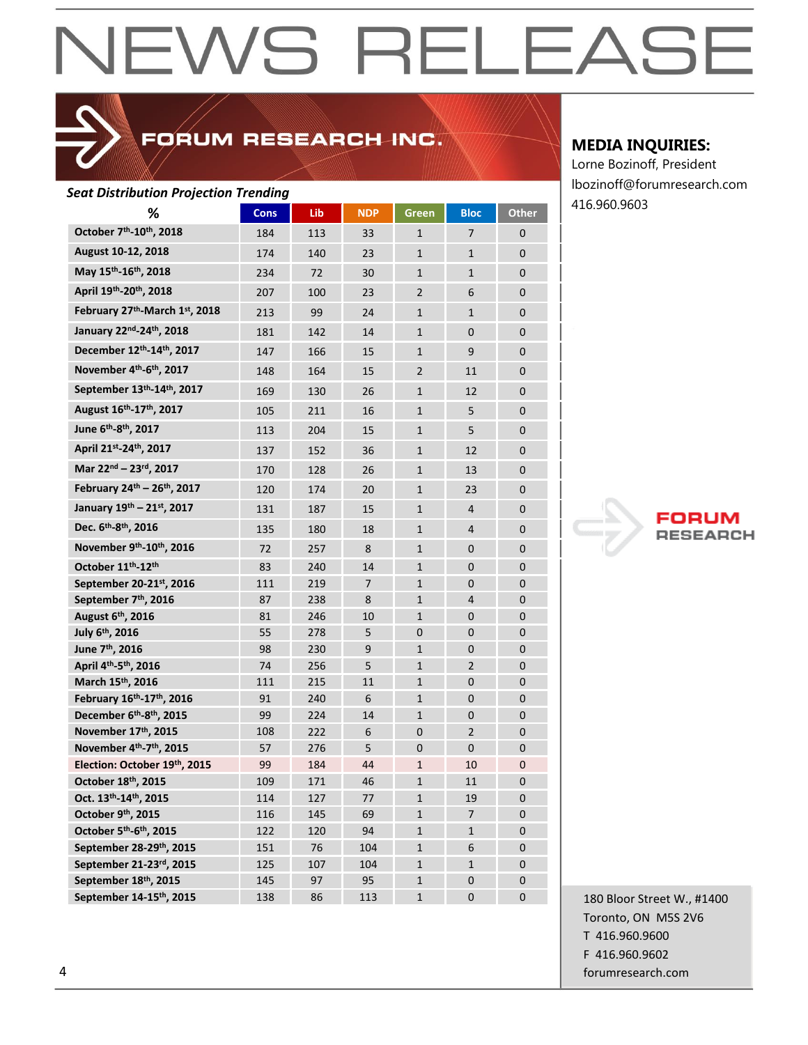# NEWS RELEASE

**FORUM RESEARCH INC.**

**MEDIA INQUIRIES:**
Lorne Bozinoff, President
lbozinoff@forumresearch.com
416.960.9603

***Seat Distribution Projection Trending***

| % | Cons | Lib | NDP | Green | Bloc | Other |
|---|---|---|---|---|---|---|
| **October 7th-10th, 2018** | 184 | 113 | 33 | 1 | 7 | 0 |
| **August 10-12, 2018** | 174 | 140 | 23 | 1 | 1 | 0 |
| **May 15th-16th, 2018** | 234 | 72 | 30 | 1 | 1 | 0 |
| **April 19th-20th, 2018** | 207 | 100 | 23 | 2 | 6 | 0 |
| **February 27th-March 1st, 2018** | 213 | 99 | 24 | 1 | 1 | 0 |
| **January 22nd-24th, 2018** | 181 | 142 | 14 | 1 | 0 | 0 |
| **December 12th-14th, 2017** | 147 | 166 | 15 | 1 | 9 | 0 |
| **November 4th-6th, 2017** | 148 | 164 | 15 | 2 | 11 | 0 |
| **September 13th-14th, 2017** | 169 | 130 | 26 | 1 | 12 | 0 |
| **August 16th-17th, 2017** | 105 | 211 | 16 | 1 | 5 | 0 |
| **June 6th-8th, 2017** | 113 | 204 | 15 | 1 | 5 | 0 |
| **April 21st-24th, 2017** | 137 | 152 | 36 | 1 | 12 | 0 |
| **Mar 22nd – 23rd, 2017** | 170 | 128 | 26 | 1 | 13 | 0 |
| **February 24th – 26th, 2017** | 120 | 174 | 20 | 1 | 23 | 0 |
| **January 19th – 21st, 2017** | 131 | 187 | 15 | 1 | 4 | 0 |
| **Dec. 6th-8th, 2016** | 135 | 180 | 18 | 1 | 4 | 0 |
| **November 9th-10th, 2016** | 72 | 257 | 8 | 1 | 0 | 0 |
| **October 11th-12th** | 83 | 240 | 14 | 1 | 0 | 0 |
| **September 20-21st, 2016** | 111 | 219 | 7 | 1 | 0 | 0 |
| **September 7th, 2016** | 87 | 238 | 8 | 1 | 4 | 0 |
| **August 6th, 2016** | 81 | 246 | 10 | 1 | 0 | 0 |
| **July 6th, 2016** | 55 | 278 | 5 | 0 | 0 | 0 |
| **June 7th, 2016** | 98 | 230 | 9 | 1 | 0 | 0 |
| **April 4th-5th, 2016** | 74 | 256 | 5 | 1 | 2 | 0 |
| **March 15th, 2016** | 111 | 215 | 11 | 1 | 0 | 0 |
| **February 16th-17th, 2016** | 91 | 240 | 6 | 1 | 0 | 0 |
| **December 6th-8th, 2015** | 99 | 224 | 14 | 1 | 0 | 0 |
| **November 17th, 2015** | 108 | 222 | 6 | 0 | 2 | 0 |
| **November 4th-7th, 2015** | 57 | 276 | 5 | 0 | 0 | 0 |
| **Election: October 19th, 2015** | 99 | 184 | 44 | 1 | 10 | 0 |
| **October 18th, 2015** | 109 | 171 | 46 | 1 | 11 | 0 |
| **Oct. 13th-14th, 2015** | 114 | 127 | 77 | 1 | 19 | 0 |
| **October 9th, 2015** | 116 | 145 | 69 | 1 | 7 | 0 |
| **October 5th-6th, 2015** | 122 | 120 | 94 | 1 | 1 | 0 |
| **September 28-29th, 2015** | 151 | 76 | 104 | 1 | 6 | 0 |
| **September 21-23rd, 2015** | 125 | 107 | 104 | 1 | 1 | 0 |
| **September 18th, 2015** | 145 | 97 | 95 | 1 | 0 | 0 |
| **September 14-15th, 2015** | 138 | 86 | 113 | 1 | 0 | 0 |

**FORUM RESEARCH**

180 Bloor Street W., #1400
Toronto, ON M5S 2V6
T 416.960.9600
F 416.960.9602
forumresearch.com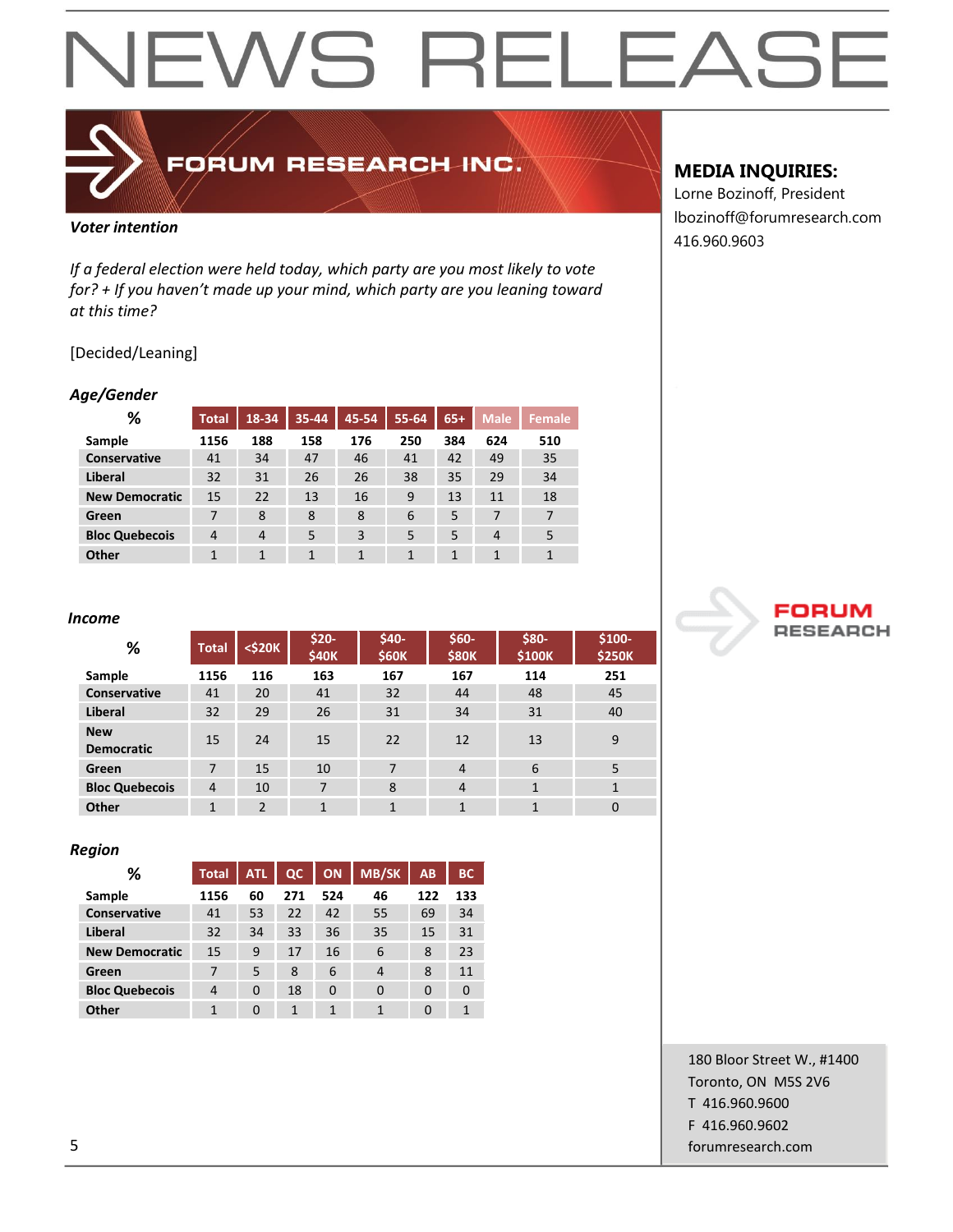# NEWS RELEASE

**FORUM RESEARCH INC.**

**MEDIA INQUIRIES:**
Lorne Bozinoff, President
lbozinoff@forumresearch.com
416.960.9603

***Voter intention***

*If a federal election were held today, which party are you most likely to vote for? + If you haven't made up your mind, which party are you leaning toward at this time?*

[Decided/Leaning]

***Age/Gender***

| % | Total | 18-34 | 35-44 | 45-54 | 55-64 | 65+ | Male | Female |
|---|---|---|---|---|---|---|---|---|
| **Sample** | **1156** | **188** | **158** | **176** | **250** | **384** | **624** | **510** |
| **Conservative** | 41 | 34 | 47 | 46 | 41 | 42 | 49 | 35 |
| **Liberal** | 32 | 31 | 26 | 26 | 38 | 35 | 29 | 34 |
| **New Democratic** | 15 | 22 | 13 | 16 | 9 | 13 | 11 | 18 |
| **Green** | 7 | 8 | 8 | 8 | 6 | 5 | 7 | 7 |
| **Bloc Quebecois** | 4 | 4 | 5 | 3 | 5 | 5 | 4 | 5 |
| **Other** | 1 | 1 | 1 | 1 | 1 | 1 | 1 | 1 |

***Income***

| % | Total | <$20K | $20-$40K | $40-$60K | $60-$80K | $80-$100K | $100-$250K |
|---|---|---|---|---|---|---|---|
| **Sample** | **1156** | **116** | **163** | **167** | **167** | **114** | **251** |
| **Conservative** | 41 | 20 | 41 | 32 | 44 | 48 | 45 |
| **Liberal** | 32 | 29 | 26 | 31 | 34 | 31 | 40 |
| **New Democratic** | 15 | 24 | 15 | 22 | 12 | 13 | 9 |
| **Green** | 7 | 15 | 10 | 7 | 4 | 6 | 5 |
| **Bloc Quebecois** | 4 | 10 | 7 | 8 | 4 | 1 | 1 |
| **Other** | 1 | 2 | 1 | 1 | 1 | 1 | 0 |

***Region***

| % | Total | ATL | QC | ON | MB/SK | AB | BC |
|---|---|---|---|---|---|---|---|
| **Sample** | **1156** | **60** | **271** | **524** | **46** | **122** | **133** |
| **Conservative** | 41 | 53 | 22 | 42 | 55 | 69 | 34 |
| **Liberal** | 32 | 34 | 33 | 36 | 35 | 15 | 31 |
| **New Democratic** | 15 | 9 | 17 | 16 | 6 | 8 | 23 |
| **Green** | 7 | 5 | 8 | 6 | 4 | 8 | 11 |
| **Bloc Quebecois** | 4 | 0 | 18 | 0 | 0 | 0 | 0 |
| **Other** | 1 | 0 | 1 | 1 | 1 | 0 | 1 |

**FORUM RESEARCH**

180 Bloor Street W., #1400
Toronto, ON M5S 2V6
T 416.960.9600
F 416.960.9602
forumresearch.com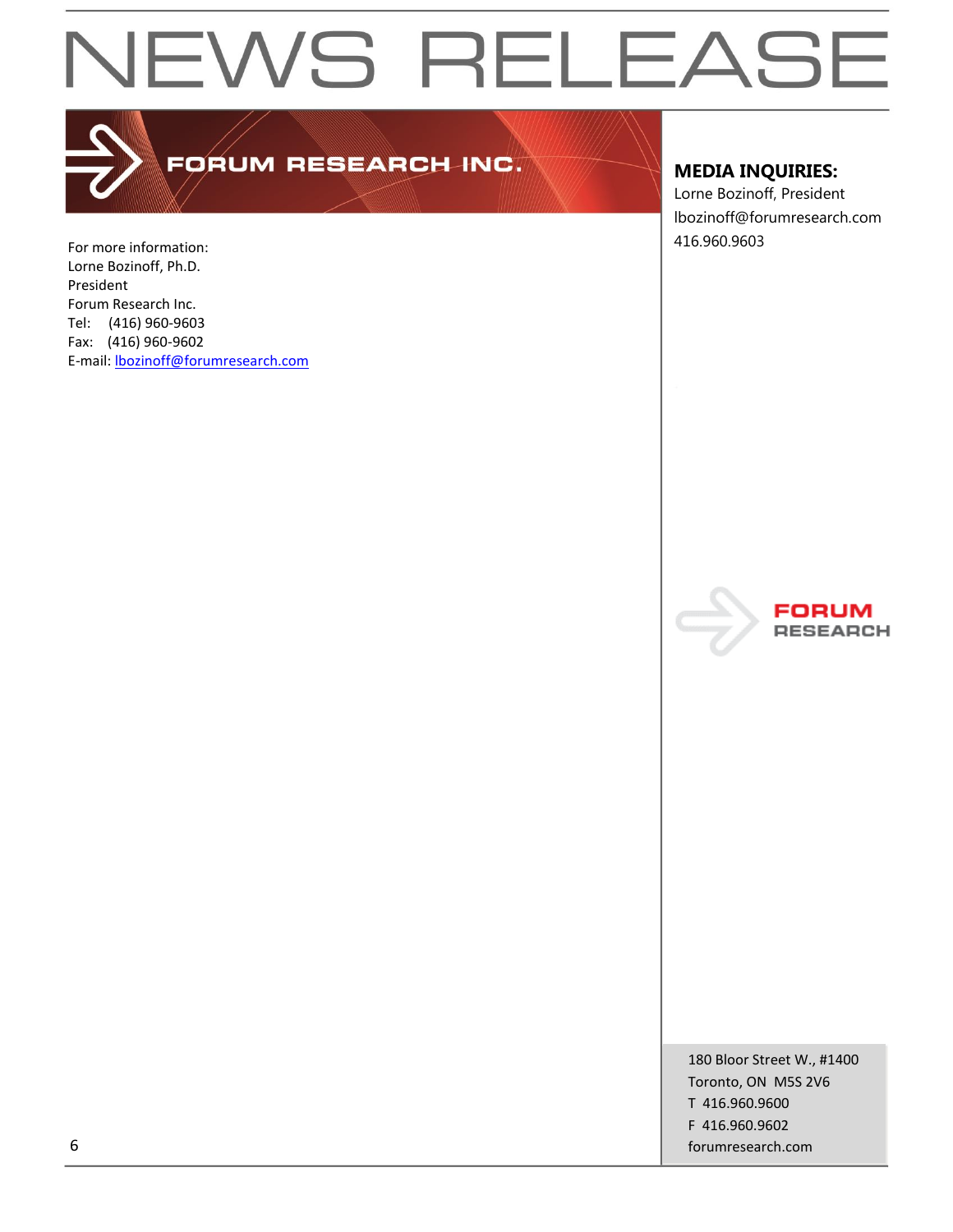# NEWS RELEASE

FORUM RESEARCH INC.

**MEDIA INQUIRIES:**
Lorne Bozinoff, President
lbozinoff@forumresearch.com
416.960.9603

For more information:
Lorne Bozinoff, Ph.D.
President
Forum Research Inc.
Tel: (416) 960-9603
Fax: (416) 960-9602
E-mail: lbozinoff@forumresearch.com

FORUM RESEARCH

180 Bloor Street W., #1400
Toronto, ON M5S 2V6
T 416.960.9600
F 416.960.9602
forumresearch.com